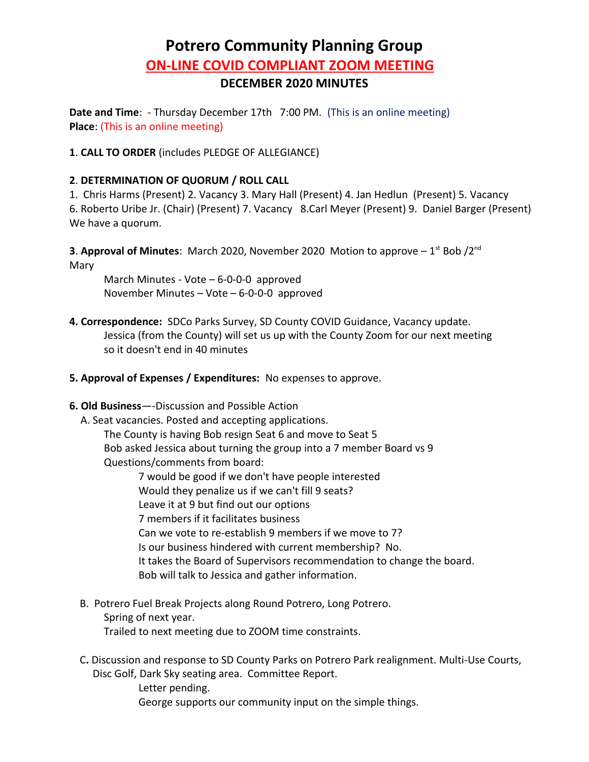# Potrero Community Planning Group

## ON-LINE COVID COMPLIANT ZOOM MEETING

### DECEMBER 2020 MINUTES

**Date and Time**: - Thursday December 17th 7:00 PM. (This is an online meeting)
**Place**: (This is an online meeting)

**1**. **CALL TO ORDER** (includes PLEDGE OF ALLEGIANCE)

**2**. **DETERMINATION OF QUORUM / ROLL CALL**

1. Chris Harms (Present) 2. Vacancy 3. Mary Hall (Present) 4. Jan Hedlun (Present) 5. Vacancy
6. Roberto Uribe Jr. (Chair) (Present) 7. Vacancy 8.Carl Meyer (Present) 9. Daniel Barger (Present)
We have a quorum.

**3**. **Approval of Minutes**: March 2020, November 2020 Motion to approve – 1st Bob /2nd Mary

March Minutes - Vote – 6-0-0-0 approved
November Minutes – Vote – 6-0-0-0 approved

**4. Correspondence:** SDCo Parks Survey, SD County COVID Guidance, Vacancy update.
Jessica (from the County) will set us up with the County Zoom for our next meeting so it doesn't end in 40 minutes

**5. Approval of Expenses / Expenditures:** No expenses to approve.

**6. Old Business**—-Discussion and Possible Action

A. Seat vacancies. Posted and accepting applications.
The County is having Bob resign Seat 6 and move to Seat 5
Bob asked Jessica about turning the group into a 7 member Board vs 9
Questions/comments from board:

- 7 would be good if we don't have people interested
- Would they penalize us if we can't fill 9 seats?
- Leave it at 9 but find out our options
- 7 members if it facilitates business
- Can we vote to re-establish 9 members if we move to 7?
- Is our business hindered with current membership? No.
- It takes the Board of Supervisors recommendation to change the board.
- Bob will talk to Jessica and gather information.

B. Potrero Fuel Break Projects along Round Potrero, Long Potrero.
Spring of next year.
Trailed to next meeting due to ZOOM time constraints.

C**.** Discussion and response to SD County Parks on Potrero Park realignment. Multi-Use Courts, Disc Golf, Dark Sky seating area. Committee Report.
Letter pending.
George supports our community input on the simple things.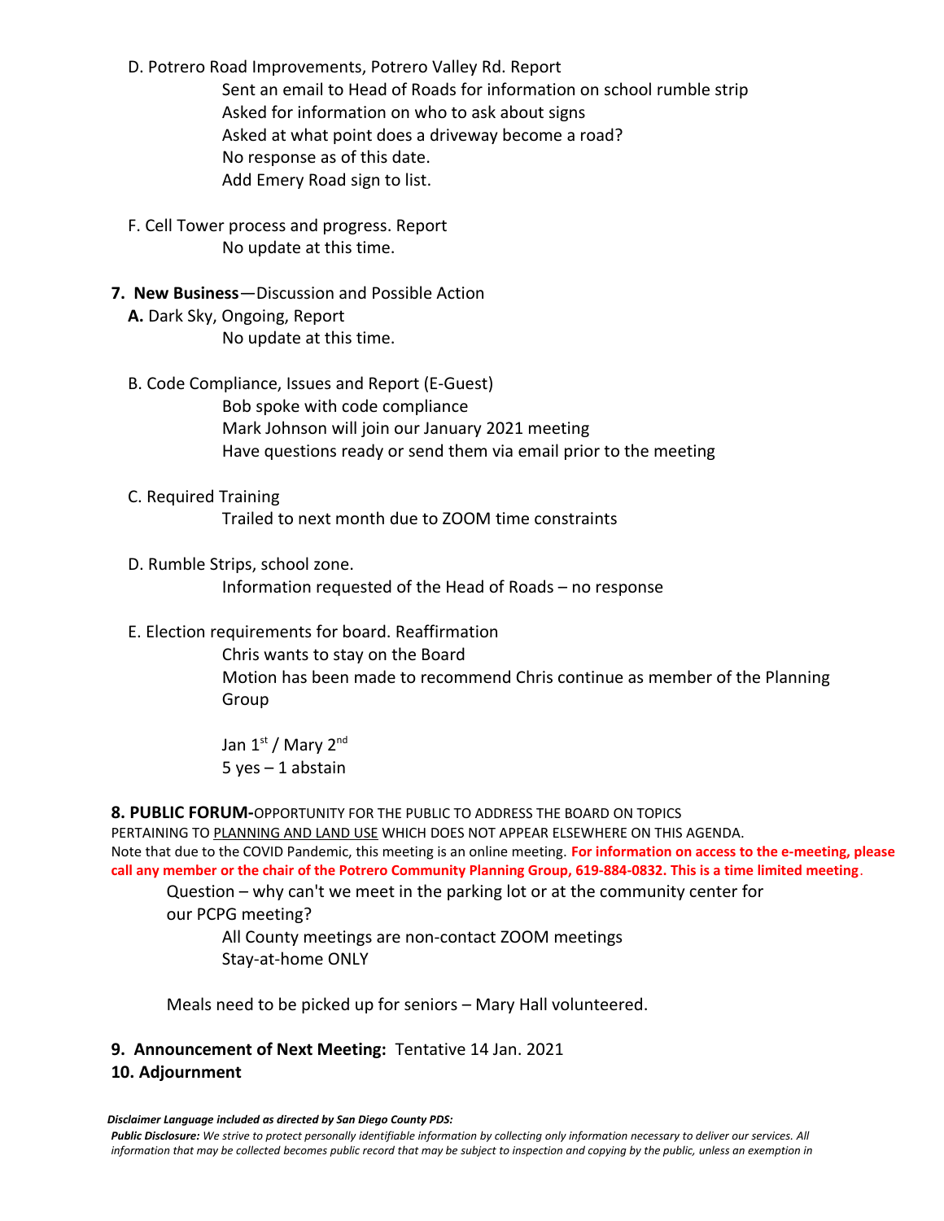D. Potrero Road Improvements, Potrero Valley Rd. Report

Sent an email to Head of Roads for information on school rumble strip
Asked for information on who to ask about signs
Asked at what point does a driveway become a road?
No response as of this date.
Add Emery Road sign to list.

F. Cell Tower process and progress. Report

No update at this time.

**7. New Business**—Discussion and Possible Action

**A.** Dark Sky, Ongoing, Report

No update at this time.

B. Code Compliance, Issues and Report (E-Guest)

Bob spoke with code compliance
Mark Johnson will join our January 2021 meeting
Have questions ready or send them via email prior to the meeting

C. Required Training

Trailed to next month due to ZOOM time constraints

D. Rumble Strips, school zone.

Information requested of the Head of Roads – no response

E. Election requirements for board. Reaffirmation

Chris wants to stay on the Board
Motion has been made to recommend Chris continue as member of the Planning Group

Jan 1st / Mary 2nd
5 yes – 1 abstain

**8. PUBLIC FORUM-**OPPORTUNITY FOR THE PUBLIC TO ADDRESS THE BOARD ON TOPICS PERTAINING TO PLANNING AND LAND USE WHICH DOES NOT APPEAR ELSEWHERE ON THIS AGENDA.
Note that due to the COVID Pandemic, this meeting is an online meeting. **For information on access to the e-meeting, please call any member or the chair of the Potrero Community Planning Group, 619-884-0832. This is a time limited meeting**.

Question – why can't we meet in the parking lot or at the community center for our PCPG meeting?

All County meetings are non-contact ZOOM meetings
Stay-at-home ONLY

Meals need to be picked up for seniors – Mary Hall volunteered.

**9. Announcement of Next Meeting:** Tentative 14 Jan. 2021

**10. Adjournment**

***Disclaimer Language included as directed by San Diego County PDS:***

***Public Disclosure:*** *We strive to protect personally identifiable information by collecting only information necessary to deliver our services. All information that may be collected becomes public record that may be subject to inspection and copying by the public, unless an exemption in*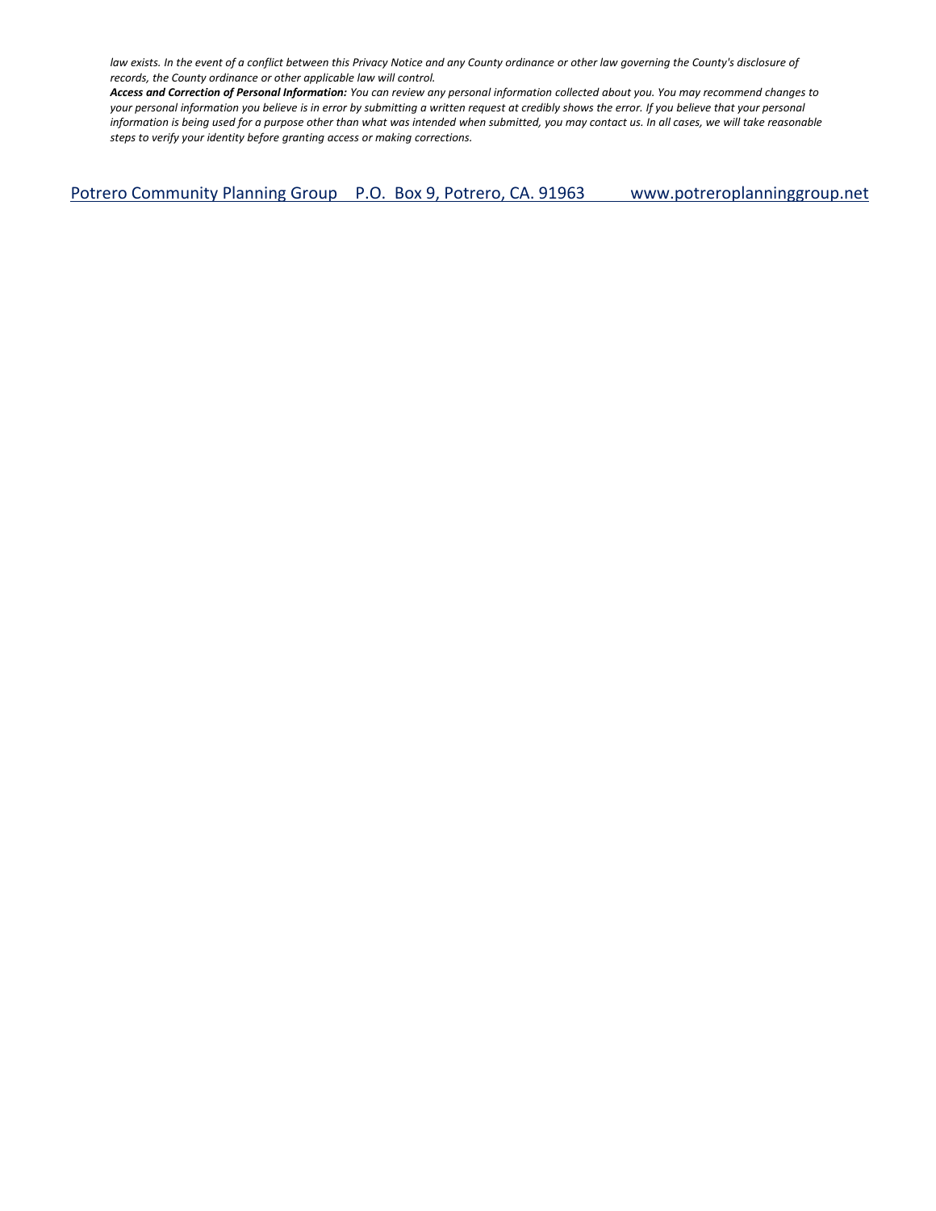*law exists. In the event of a conflict between this Privacy Notice and any County ordinance or other law governing the County's disclosure of records, the County ordinance or other applicable law will control.*

***Access and Correction of Personal Information:*** *You can review any personal information collected about you. You may recommend changes to your personal information you believe is in error by submitting a written request at credibly shows the error. If you believe that your personal information is being used for a purpose other than what was intended when submitted, you may contact us. In all cases, we will take reasonable steps to verify your identity before granting access or making corrections.*

Potrero Community Planning Group    P.O. Box 9, Potrero, CA. 91963    www.potreroplanninggroup.net